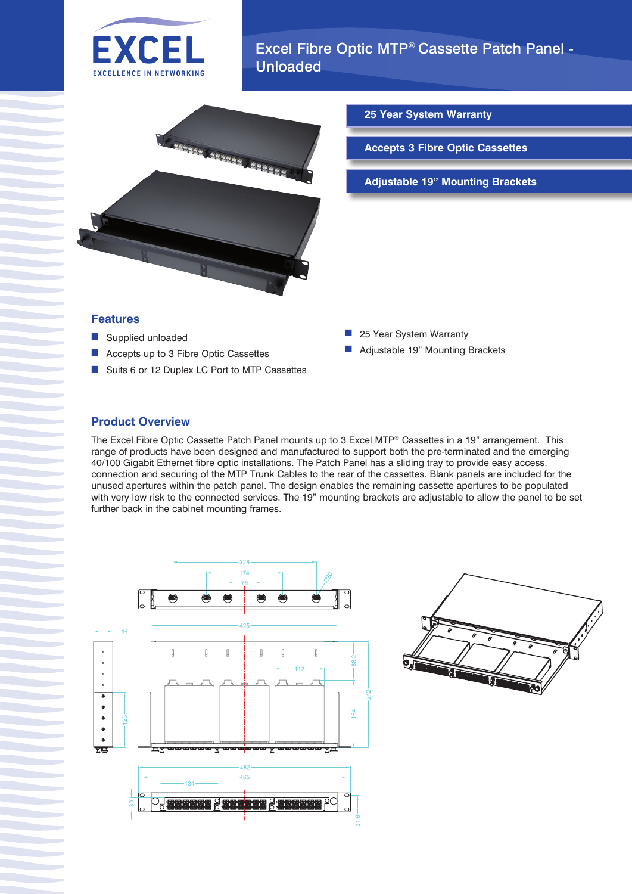# Excel Fibre Optic MTP® Cassette Patch Panel - Unloaded

**25 Year System Warranty**

**Accepts 3 Fibre Optic Cassettes**

**Adjustable 19" Mounting Brackets**

## Features

- Supplied unloaded
- Accepts up to 3 Fibre Optic Cassettes
- Suits 6 or 12 Duplex LC Port to MTP Cassettes
- 25 Year System Warranty
- Adjustable 19" Mounting Brackets

## Product Overview

The Excel Fibre Optic Cassette Patch Panel mounts up to 3 Excel MTP® Cassettes in a 19" arrangement. This range of products have been designed and manufactured to support both the pre-terminated and the emerging 40/100 Gigabit Ethernet fibre optic installations. The Patch Panel has a sliding tray to provide easy access, connection and securing of the MTP Trunk Cables to the rear of the cassettes. Blank panels are included for the unused apertures within the patch panel. The design enables the remaining cassette apertures to be populated with very low risk to the connected services. The 19" mounting brackets are adjustable to allow the panel to be set further back in the cabinet mounting frames.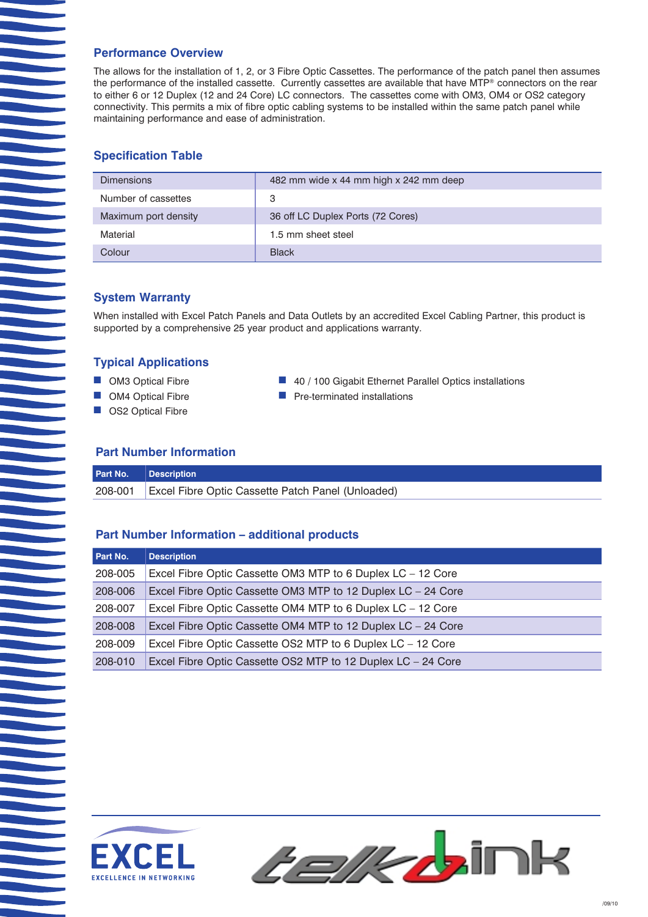## Performance Overview

The allows for the installation of 1, 2, or 3 Fibre Optic Cassettes. The performance of the patch panel then assumes the performance of the installed cassette. Currently cassettes are available that have MTP® connectors on the rear to either 6 or 12 Duplex (12 and 24 Core) LC connectors. The cassettes come with OM3, OM4 or OS2 category connectivity. This permits a mix of fibre optic cabling systems to be installed within the same patch panel while maintaining performance and ease of administration.

## Specification Table

| | |
|---|---|
| Dimensions | 482 mm wide x 44 mm high x 242 mm deep |
| Number of cassettes | 3 |
| Maximum port density | 36 off LC Duplex Ports (72 Cores) |
| Material | 1.5 mm sheet steel |
| Colour | Black |

## System Warranty

When installed with Excel Patch Panels and Data Outlets by an accredited Excel Cabling Partner, this product is supported by a comprehensive 25 year product and applications warranty.

## Typical Applications

- OM3 Optical Fibre
- OM4 Optical Fibre
- OS2 Optical Fibre
- 40 / 100 Gigabit Ethernet Parallel Optics installations
- Pre-terminated installations

## Part Number Information

| Part No. | Description |
|---|---|
| 208-001 | Excel Fibre Optic Cassette Patch Panel (Unloaded) |

## Part Number Information – additional products

| Part No. | Description |
|---|---|
| 208-005 | Excel Fibre Optic Cassette OM3 MTP to 6 Duplex LC – 12 Core |
| 208-006 | Excel Fibre Optic Cassette OM3 MTP to 12 Duplex LC – 24 Core |
| 208-007 | Excel Fibre Optic Cassette OM4 MTP to 6 Duplex LC – 12 Core |
| 208-008 | Excel Fibre Optic Cassette OM4 MTP to 12 Duplex LC – 24 Core |
| 208-009 | Excel Fibre Optic Cassette OS2 MTP to 6 Duplex LC – 12 Core |
| 208-010 | Excel Fibre Optic Cassette OS2 MTP to 12 Duplex LC – 24 Core |

EXCEL
EXCELLENCE IN NETWORKING

/09/10